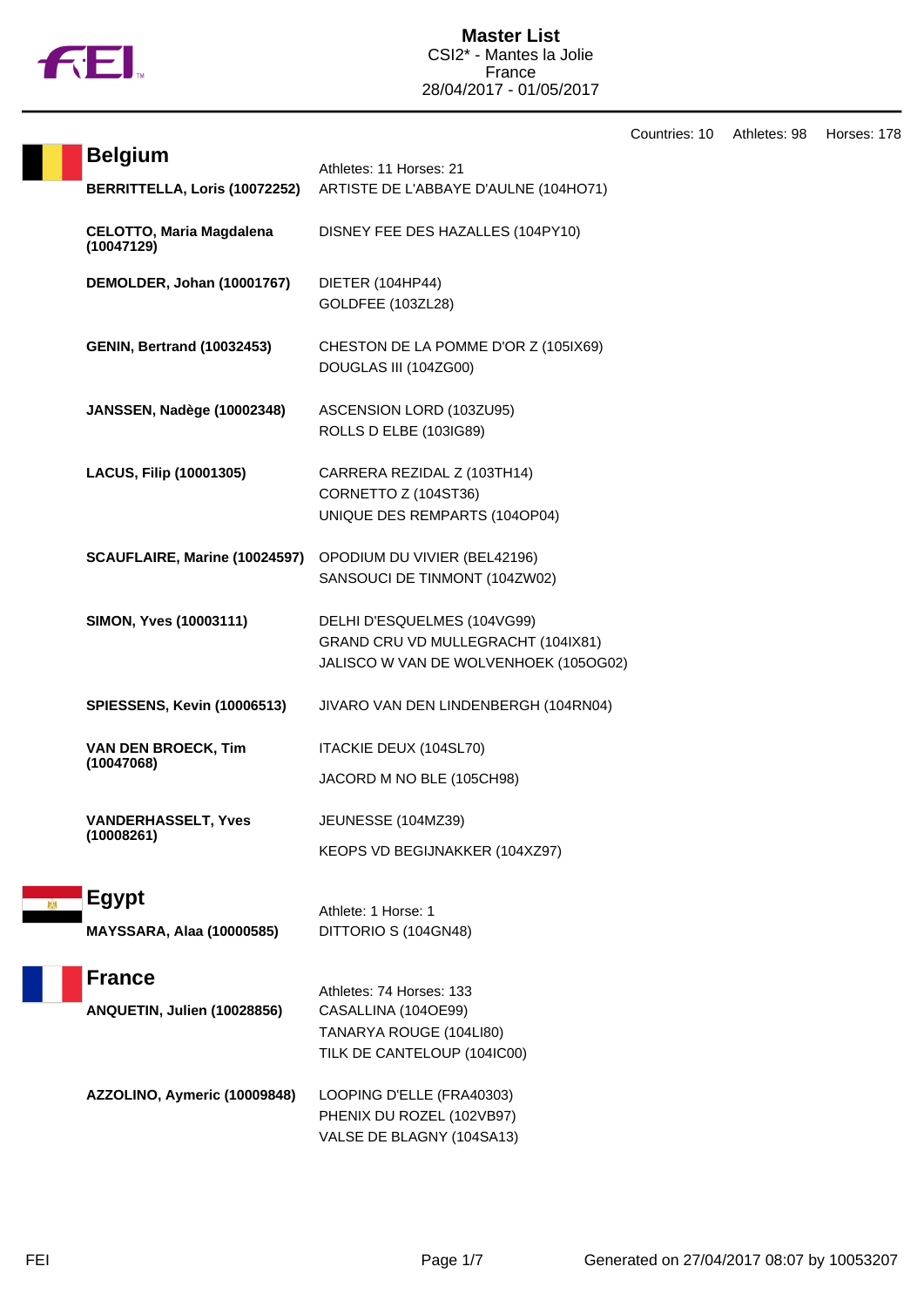# Master List

CSI2* - Mantes la Jolie
France
28/04/2017 - 01/05/2017

Countries: 10 Athletes: 98 Horses: 178

## Belgium

Athletes: 11 Horses: 21

| | |
|---|---|
| **BERRITTELLA, Loris (10072252)** | ARTISTE DE L'ABBAYE D'AULNE (104HO71) |
| **CELOTTO, Maria Magdalena (10047129)** | DISNEY FEE DES HAZALLES (104PY10) |
| **DEMOLDER, Johan (10001767)** | DIETER (104HP44)<br>GOLDFEE (103ZL28) |
| **GENIN, Bertrand (10032453)** | CHESTON DE LA POMME D'OR Z (105IX69)<br>DOUGLAS III (104ZG00) |
| **JANSSEN, Nadège (10002348)** | ASCENSION LORD (103ZU95)<br>ROLLS D ELBE (103IG89) |
| **LACUS, Filip (10001305)** | CARRERA REZIDAL Z (103TH14)<br>CORNETTO Z (104ST36)<br>UNIQUE DES REMPARTS (104OP04) |
| **SCAUFLAIRE, Marine (10024597)** | OPODIUM DU VIVIER (BEL42196)<br>SANSOUCI DE TINMONT (104ZW02) |
| **SIMON, Yves (10003111)** | DELHI D'ESQUELMES (104VG99)<br>GRAND CRU VD MULLEGRACHT (104IX81)<br>JALISCO W VAN DE WOLVENHOEK (105OG02) |
| **SPIESSENS, Kevin (10006513)** | JIVARO VAN DEN LINDENBERGH (104RN04) |
| **VAN DEN BROECK, Tim (10047068)** | ITACKIE DEUX (104SL70)<br>JACORD M NO BLE (105CH98) |
| **VANDERHASSELT, Yves (10008261)** | JEUNESSE (104MZ39)<br>KEOPS VD BEGIJNAKKER (104XZ97) |

## Egypt

Athlete: 1 Horse: 1

| | |
|---|---|
| **MAYSSARA, Alaa (10000585)** | DITTORIO S (104GN48) |

## France

Athletes: 74 Horses: 133

| | |
|---|---|
| **ANQUETIN, Julien (10028856)** | CASALLINA (104OE99)<br>TANARYA ROUGE (104LI80)<br>TILK DE CANTELOUP (104IC00) |
| **AZZOLINO, Aymeric (10009848)** | LOOPING D'ELLE (FRA40303)<br>PHENIX DU ROZEL (102VB97)<br>VALSE DE BLAGNY (104SA13) |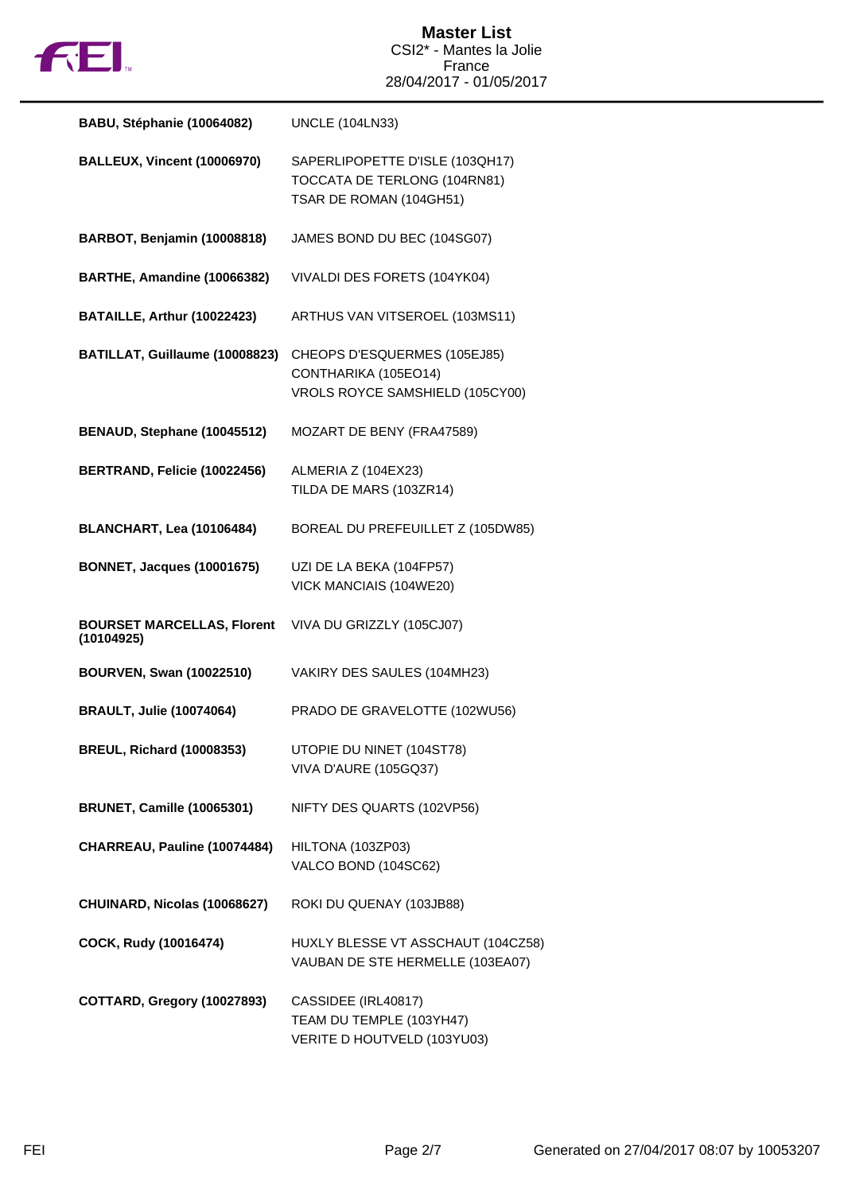# Master List
CSI2* - Mantes la Jolie
France
28/04/2017 - 01/05/2017

| Rider | Horses |
|---|---|
| **BABU, Stéphanie (10064082)** | UNCLE (104LN33) |
| **BALLEUX, Vincent (10006970)** | SAPERLIPOPETTE D'ISLE (103QH17)<br>TOCCATA DE TERLONG (104RN81)<br>TSAR DE ROMAN (104GH51) |
| **BARBOT, Benjamin (10008818)** | JAMES BOND DU BEC (104SG07) |
| **BARTHE, Amandine (10066382)** | VIVALDI DES FORETS (104YK04) |
| **BATAILLE, Arthur (10022423)** | ARTHUS VAN VITSEROEL (103MS11) |
| **BATILLAT, Guillaume (10008823)** | CHEOPS D'ESQUERMES (105EJ85)<br>CONTHARIKA (105EO14)<br>VROLS ROYCE SAMSHIELD (105CY00) |
| **BENAUD, Stephane (10045512)** | MOZART DE BENY (FRA47589) |
| **BERTRAND, Felicie (10022456)** | ALMERIA Z (104EX23)<br>TILDA DE MARS (103ZR14) |
| **BLANCHART, Lea (10106484)** | BOREAL DU PREFEUILLET Z (105DW85) |
| **BONNET, Jacques (10001675)** | UZI DE LA BEKA (104FP57)<br>VICK MANCIAIS (104WE20) |
| **BOURSET MARCELLAS, Florent (10104925)** | VIVA DU GRIZZLY (105CJ07) |
| **BOURVEN, Swan (10022510)** | VAKIRY DES SAULES (104MH23) |
| **BRAULT, Julie (10074064)** | PRADO DE GRAVELOTTE (102WU56) |
| **BREUL, Richard (10008353)** | UTOPIE DU NINET (104ST78)<br>VIVA D'AURE (105GQ37) |
| **BRUNET, Camille (10065301)** | NIFTY DES QUARTS (102VP56) |
| **CHARREAU, Pauline (10074484)** | HILTONA (103ZP03)<br>VALCO BOND (104SC62) |
| **CHUINARD, Nicolas (10068627)** | ROKI DU QUENAY (103JB88) |
| **COCK, Rudy (10016474)** | HUXLY BLESSE VT ASSCHAUT (104CZ58)<br>VAUBAN DE STE HERMELLE (103EA07) |
| **COTTARD, Gregory (10027893)** | CASSIDEE (IRL40817)<br>TEAM DU TEMPLE (103YH47)<br>VERITE D HOUTVELD (103YU03) |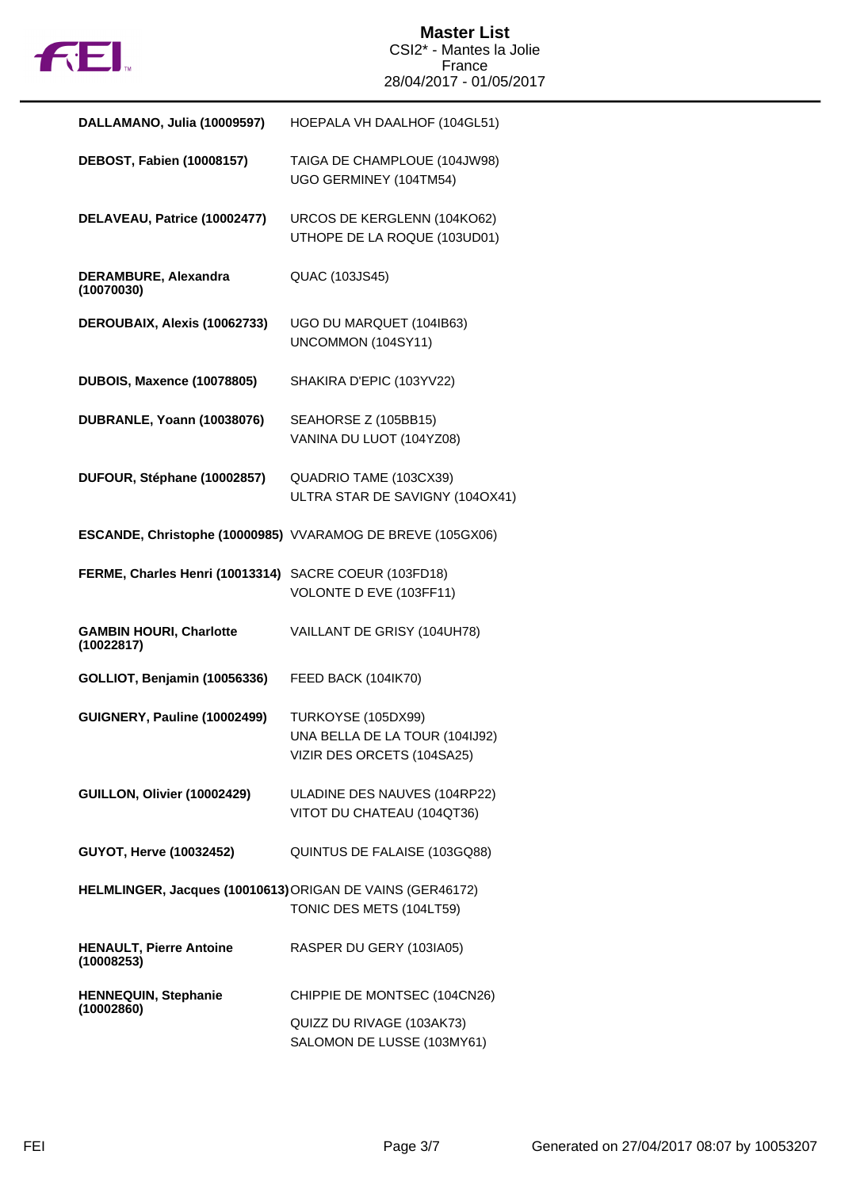| | |
|---|---|
| **DALLAMANO, Julia (10009597)** | HOEPALA VH DAALHOF (104GL51) |
| **DEBOST, Fabien (10008157)** | TAIGA DE CHAMPLOUE (104JW98)<br>UGO GERMINEY (104TM54) |
| **DELAVEAU, Patrice (10002477)** | URCOS DE KERGLENN (104KO62)<br>UTHOPE DE LA ROQUE (103UD01) |
| **DERAMBURE, Alexandra (10070030)** | QUAC (103JS45) |
| **DEROUBAIX, Alexis (10062733)** | UGO DU MARQUET (104IB63)<br>UNCOMMON (104SY11) |
| **DUBOIS, Maxence (10078805)** | SHAKIRA D'EPIC (103YV22) |
| **DUBRANLE, Yoann (10038076)** | SEAHORSE Z (105BB15)<br>VANINA DU LUOT (104YZ08) |
| **DUFOUR, Stéphane (10002857)** | QUADRIO TAME (103CX39)<br>ULTRA STAR DE SAVIGNY (104OX41) |
| **ESCANDE, Christophe (10000985)** | VVARAMOG DE BREVE (105GX06) |
| **FERME, Charles Henri (10013314)** | SACRE COEUR (103FD18)<br>VOLONTE D EVE (103FF11) |
| **GAMBIN HOURI, Charlotte (10022817)** | VAILLANT DE GRISY (104UH78) |
| **GOLLIOT, Benjamin (10056336)** | FEED BACK (104IK70) |
| **GUIGNERY, Pauline (10002499)** | TURKOYSE (105DX99)<br>UNA BELLA DE LA TOUR (104IJ92)<br>VIZIR DES ORCETS (104SA25) |
| **GUILLON, Olivier (10002429)** | ULADINE DES NAUVES (104RP22)<br>VITOT DU CHATEAU (104QT36) |
| **GUYOT, Herve (10032452)** | QUINTUS DE FALAISE (103GQ88) |
| **HELMLINGER, Jacques (10010613)** | ORIGAN DE VAINS (GER46172)<br>TONIC DES METS (104LT59) |
| **HENAULT, Pierre Antoine (10008253)** | RASPER DU GERY (103IA05) |
| **HENNEQUIN, Stephanie (10002860)** | CHIPPIE DE MONTSEC (104CN26)<br>QUIZZ DU RIVAGE (103AK73)<br>SALOMON DE LUSSE (103MY61) |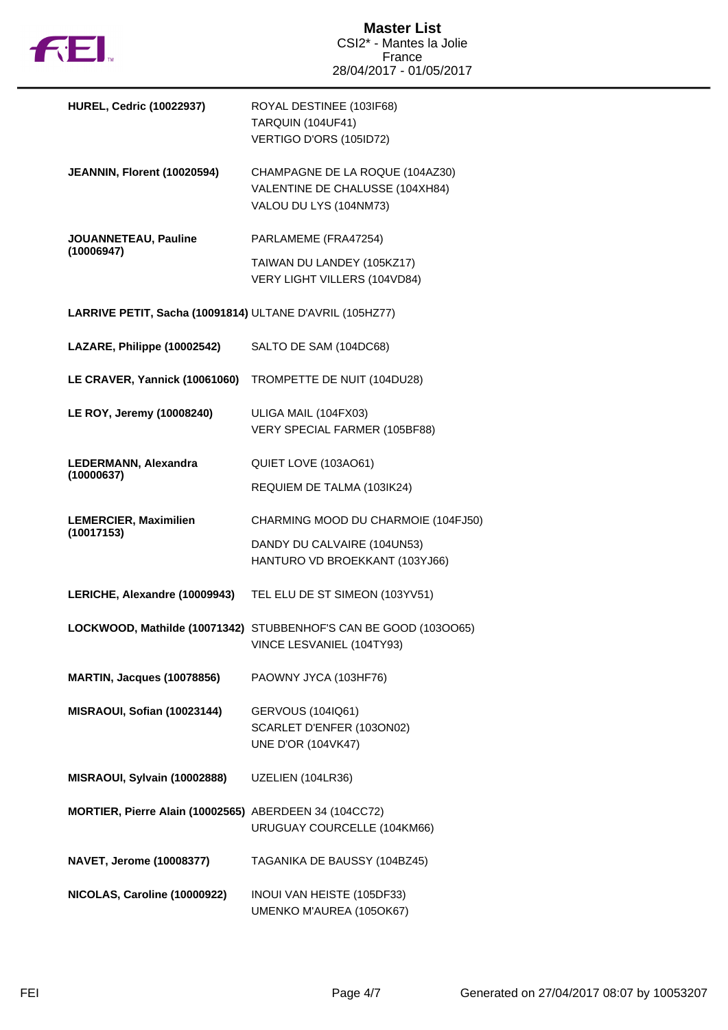# Master List

CSI2* - Mantes la Jolie
France
28/04/2017 - 01/05/2017

| | |
|---|---|
| **HUREL, Cedric (10022937)** | ROYAL DESTINEE (103IF68)<br>TARQUIN (104UF41)<br>VERTIGO D'ORS (105ID72) |
| **JEANNIN, Florent (10020594)** | CHAMPAGNE DE LA ROQUE (104AZ30)<br>VALENTINE DE CHALUSSE (104XH84)<br>VALOU DU LYS (104NM73) |
| **JOUANNETEAU, Pauline (10006947)** | PARLAMEME (FRA47254)<br>TAIWAN DU LANDEY (105KZ17)<br>VERY LIGHT VILLERS (104VD84) |
| **LARRIVE PETIT, Sacha (10091814)** | ULTANE D'AVRIL (105HZ77) |
| **LAZARE, Philippe (10002542)** | SALTO DE SAM (104DC68) |
| **LE CRAVER, Yannick (10061060)** | TROMPETTE DE NUIT (104DU28) |
| **LE ROY, Jeremy (10008240)** | ULIGA MAIL (104FX03)<br>VERY SPECIAL FARMER (105BF88) |
| **LEDERMANN, Alexandra (10000637)** | QUIET LOVE (103AO61)<br>REQUIEM DE TALMA (103IK24) |
| **LEMERCIER, Maximilien (10017153)** | CHARMING MOOD DU CHARMOIE (104FJ50)<br>DANDY DU CALVAIRE (104UN53)<br>HANTURO VD BROEKKANT (103YJ66) |
| **LERICHE, Alexandre (10009943)** | TEL ELU DE ST SIMEON (103YV51) |
| **LOCKWOOD, Mathilde (10071342)** | STUBBENHOF'S CAN BE GOOD (103OO65)<br>VINCE LESVANIEL (104TY93) |
| **MARTIN, Jacques (10078856)** | PAOWNY JYCA (103HF76) |
| **MISRAOUI, Sofian (10023144)** | GERVOUS (104IQ61)<br>SCARLET D'ENFER (103ON02)<br>UNE D'OR (104VK47) |
| **MISRAOUI, Sylvain (10002888)** | UZELIEN (104LR36) |
| **MORTIER, Pierre Alain (10002565)** | ABERDEEN 34 (104CC72)<br>URUGUAY COURCELLE (104KM66) |
| **NAVET, Jerome (10008377)** | TAGANIKA DE BAUSSY (104BZ45) |
| **NICOLAS, Caroline (10000922)** | INOUI VAN HEISTE (105DF33)<br>UMENKO M'AUREA (105OK67) |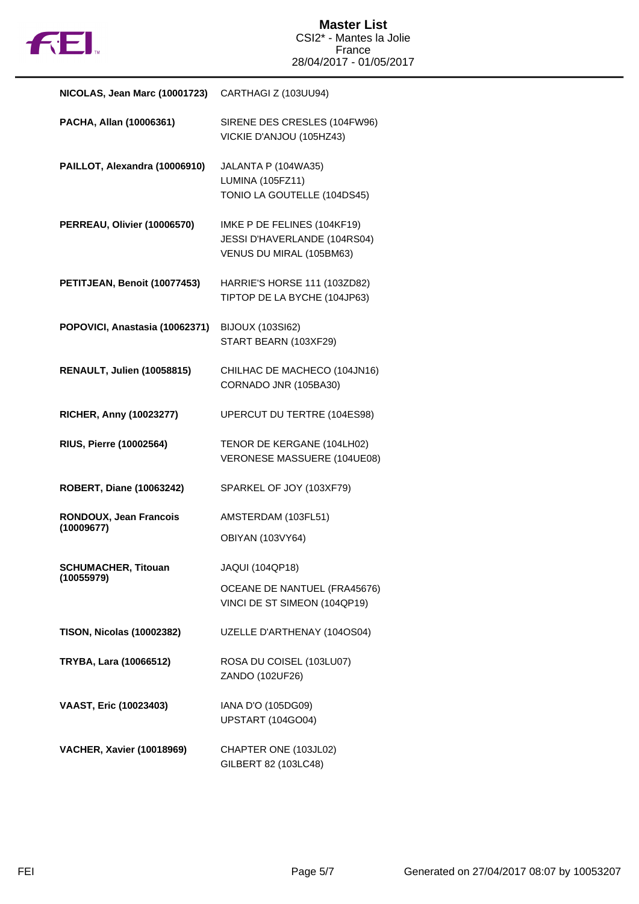| | |
|---|---|
| **NICOLAS, Jean Marc (10001723)** | CARTHAGI Z (103UU94) |
| **PACHA, Allan (10006361)** | SIRENE DES CRESLES (104FW96)<br>VICKIE D'ANJOU (105HZ43) |
| **PAILLOT, Alexandra (10006910)** | JALANTA P (104WA35)<br>LUMINA (105FZ11)<br>TONIO LA GOUTELLE (104DS45) |
| **PERREAU, Olivier (10006570)** | IMKE P DE FELINES (104KF19)<br>JESSI D'HAVERLANDE (104RS04)<br>VENUS DU MIRAL (105BM63) |
| **PETITJEAN, Benoit (10077453)** | HARRIE'S HORSE 111 (103ZD82)<br>TIPTOP DE LA BYCHE (104JP63) |
| **POPOVICI, Anastasia (10062371)** | BIJOUX (103SI62)<br>START BEARN (103XF29) |
| **RENAULT, Julien (10058815)** | CHILHAC DE MACHECO (104JN16)<br>CORNADO JNR (105BA30) |
| **RICHER, Anny (10023277)** | UPERCUT DU TERTRE (104ES98) |
| **RIUS, Pierre (10002564)** | TENOR DE KERGANE (104LH02)<br>VERONESE MASSUERE (104UE08) |
| **ROBERT, Diane (10063242)** | SPARKEL OF JOY (103XF79) |
| **RONDOUX, Jean Francois (10009677)** | AMSTERDAM (103FL51)<br>OBIYAN (103VY64) |
| **SCHUMACHER, Titouan (10055979)** | JAQUI (104QP18)<br>OCEANE DE NANTUEL (FRA45676)<br>VINCI DE ST SIMEON (104QP19) |
| **TISON, Nicolas (10002382)** | UZELLE D'ARTHENAY (104OS04) |
| **TRYBA, Lara (10066512)** | ROSA DU COISEL (103LU07)<br>ZANDO (102UF26) |
| **VAAST, Eric (10023403)** | IANA D'O (105DG09)<br>UPSTART (104GO04) |
| **VACHER, Xavier (10018969)** | CHAPTER ONE (103JL02)<br>GILBERT 82 (103LC48) |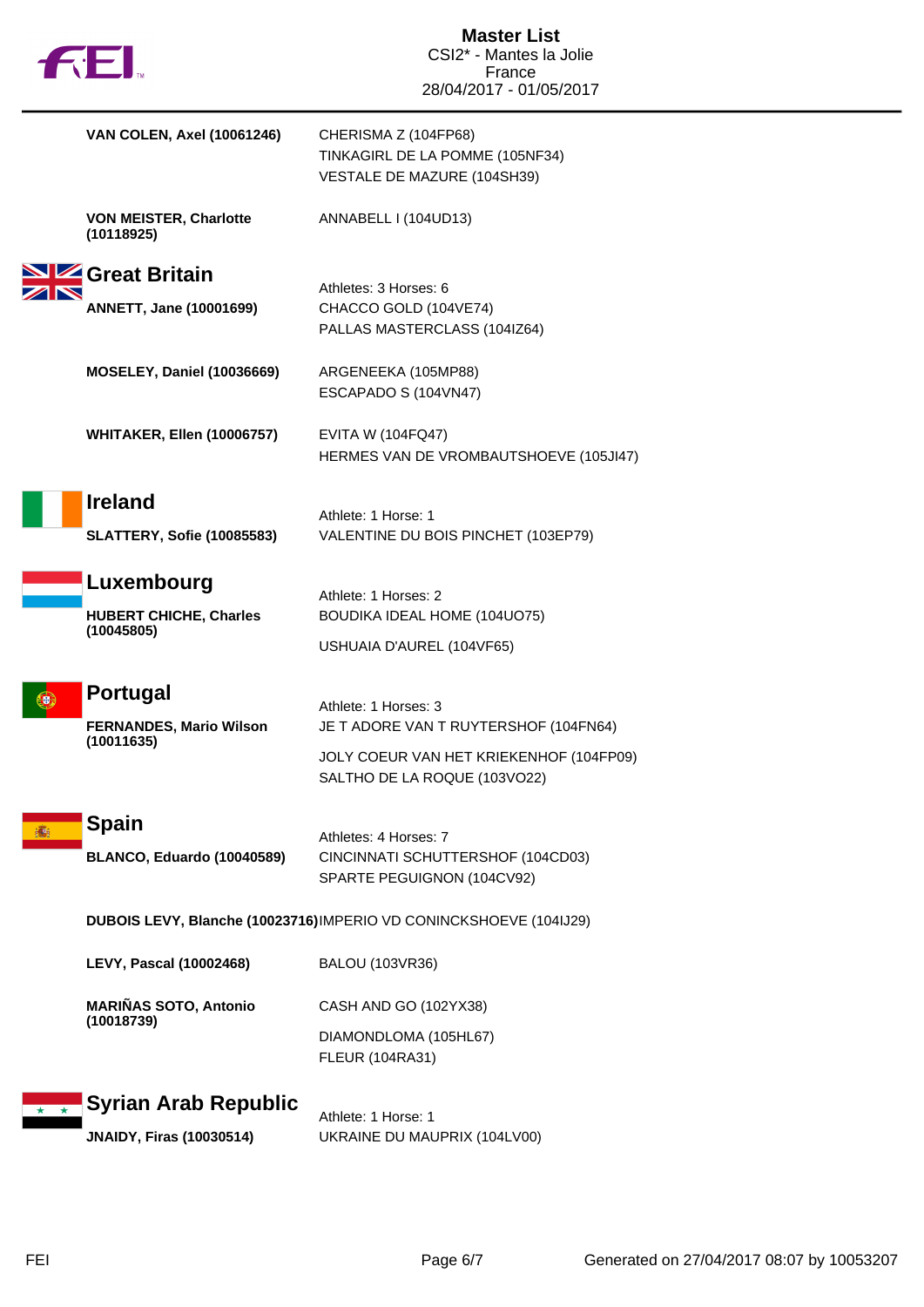| | |
|---|---|
| **VAN COLEN, Axel (10061246)** | CHERISMA Z (104FP68)<br>TINKAGIRL DE LA POMME (105NF34)<br>VESTALE DE MAZURE (104SH39) |
| **VON MEISTER, Charlotte (10118925)** | ANNABELL I (104UD13) |

## Great Britain

Athletes: 3 Horses: 6

| | |
|---|---|
| **ANNETT, Jane (10001699)** | CHACCO GOLD (104VE74)<br>PALLAS MASTERCLASS (104IZ64) |
| **MOSELEY, Daniel (10036669)** | ARGENEEKA (105MP88)<br>ESCAPADO S (104VN47) |
| **WHITAKER, Ellen (10006757)** | EVITA W (104FQ47)<br>HERMES VAN DE VROMBAUTSHOEVE (105JI47) |

## Ireland

Athlete: 1 Horse: 1

| | |
|---|---|
| **SLATTERY, Sofie (10085583)** | VALENTINE DU BOIS PINCHET (103EP79) |

## Luxembourg

Athlete: 1 Horses: 2

| | |
|---|---|
| **HUBERT CHICHE, Charles (10045805)** | BOUDIKA IDEAL HOME (104UO75)<br>USHUAIA D'AUREL (104VF65) |

## Portugal

Athlete: 1 Horses: 3

| | |
|---|---|
| **FERNANDES, Mario Wilson (10011635)** | JE T ADORE VAN T RUYTERSHOF (104FN64)<br>JOLY COEUR VAN HET KRIEKENHOF (104FP09)<br>SALTHO DE LA ROQUE (103VO22) |

## Spain

Athletes: 4 Horses: 7

| | |
|---|---|
| **BLANCO, Eduardo (10040589)** | CINCINNATI SCHUTTERSHOF (104CD03)<br>SPARTE PEGUIGNON (104CV92) |
| **DUBOIS LEVY, Blanche (10023716)** | IMPERIO VD CONINCKSHOEVE (104IJ29) |
| **LEVY, Pascal (10002468)** | BALOU (103VR36) |
| **MARIÑAS SOTO, Antonio (10018739)** | CASH AND GO (102YX38)<br>DIAMONDLOMA (105HL67)<br>FLEUR (104RA31) |

## Syrian Arab Republic

Athlete: 1 Horse: 1

| | |
|---|---|
| **JNAIDY, Firas (10030514)** | UKRAINE DU MAUPRIX (104LV00) |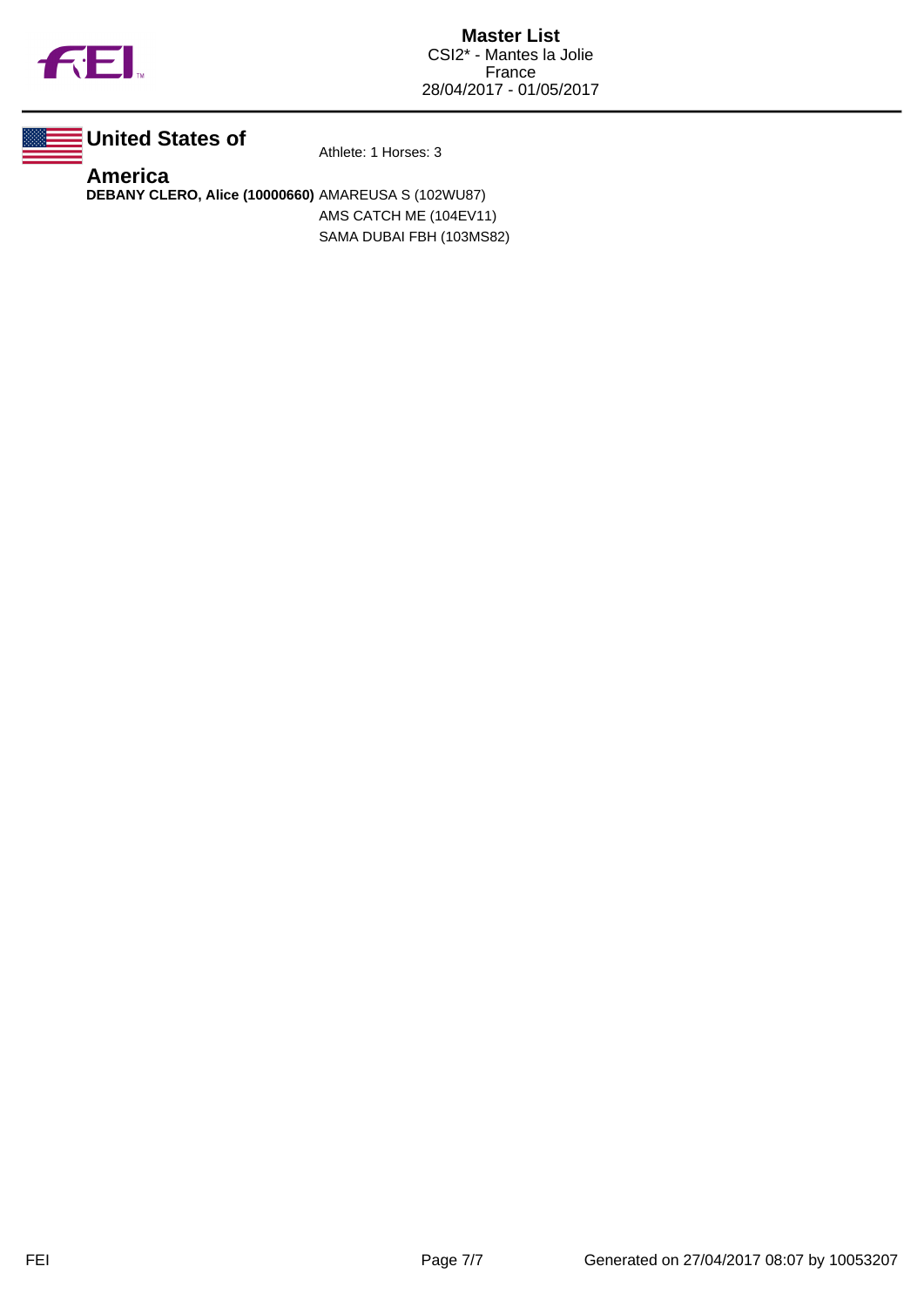## United States of America

Athlete: 1 Horses: 3

| Athlete | Horses |
|---|---|
| **DEBANY CLERO, Alice (10000660)** | AMAREUSA S (102WU87) |
| | AMS CATCH ME (104EV11) |
| | SAMA DUBAI FBH (103MS82) |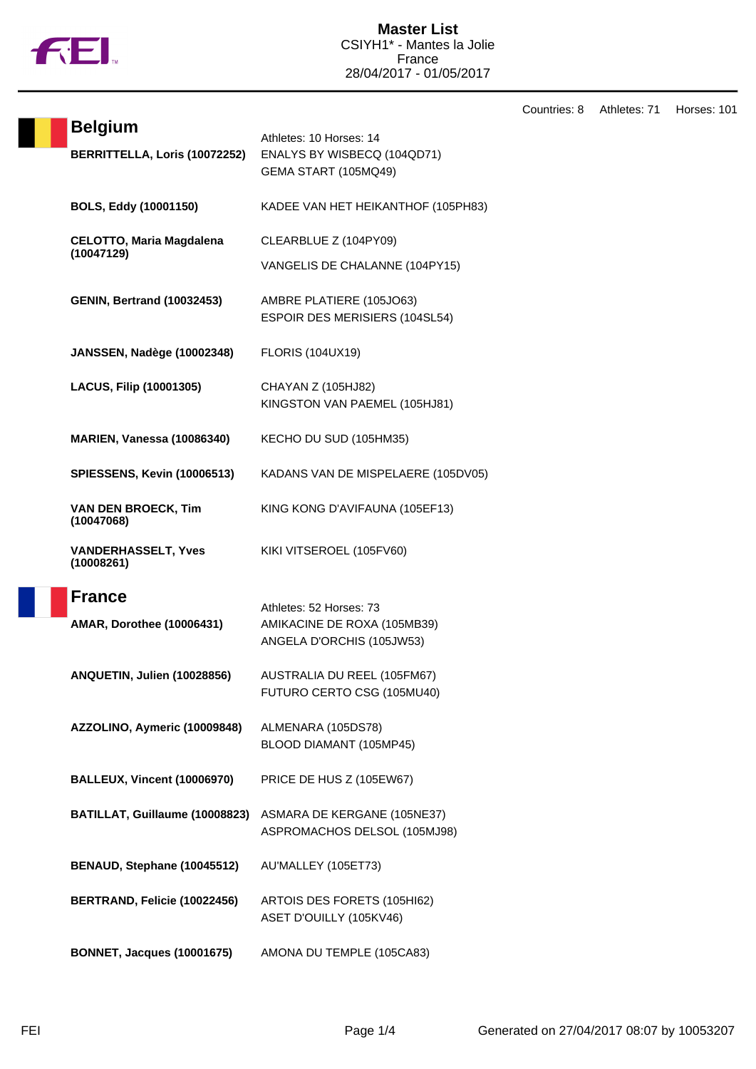# Master List

CSIYH1* - Mantes la Jolie
France
28/04/2017 - 01/05/2017

Countries: 8 Athletes: 71 Horses: 101

## Belgium

Athletes: 10 Horses: 14

| | |
|---|---|
| **BERRITTELLA, Loris (10072252)** | ENALYS BY WISBECQ (104QD71)<br>GEMA START (105MQ49) |
| **BOLS, Eddy (10001150)** | KADEE VAN HET HEIKANTHOF (105PH83) |
| **CELOTTO, Maria Magdalena (10047129)** | CLEARBLUE Z (104PY09)<br>VANGELIS DE CHALANNE (104PY15) |
| **GENIN, Bertrand (10032453)** | AMBRE PLATIERE (105JO63)<br>ESPOIR DES MERISIERS (104SL54) |
| **JANSSEN, Nadège (10002348)** | FLORIS (104UX19) |
| **LACUS, Filip (10001305)** | CHAYAN Z (105HJ82)<br>KINGSTON VAN PAEMEL (105HJ81) |
| **MARIEN, Vanessa (10086340)** | KECHO DU SUD (105HM35) |
| **SPIESSENS, Kevin (10006513)** | KADANS VAN DE MISPELAERE (105DV05) |
| **VAN DEN BROECK, Tim (10047068)** | KING KONG D'AVIFAUNA (105EF13) |
| **VANDERHASSELT, Yves (10008261)** | KIKI VITSEROEL (105FV60) |

## France

Athletes: 52 Horses: 73

| | |
|---|---|
| **AMAR, Dorothee (10006431)** | AMIKACINE DE ROXA (105MB39)<br>ANGELA D'ORCHIS (105JW53) |
| **ANQUETIN, Julien (10028856)** | AUSTRALIA DU REEL (105FM67)<br>FUTURO CERTO CSG (105MU40) |
| **AZZOLINO, Aymeric (10009848)** | ALMENARA (105DS78)<br>BLOOD DIAMANT (105MP45) |
| **BALLEUX, Vincent (10006970)** | PRICE DE HUS Z (105EW67) |
| **BATILLAT, Guillaume (10008823)** | ASMARA DE KERGANE (105NE37)<br>ASPROMACHOS DELSOL (105MJ98) |
| **BENAUD, Stephane (10045512)** | AU'MALLEY (105ET73) |
| **BERTRAND, Felicie (10022456)** | ARTOIS DES FORETS (105HI62)<br>ASET D'OUILLY (105KV46) |
| **BONNET, Jacques (10001675)** | AMONA DU TEMPLE (105CA83) |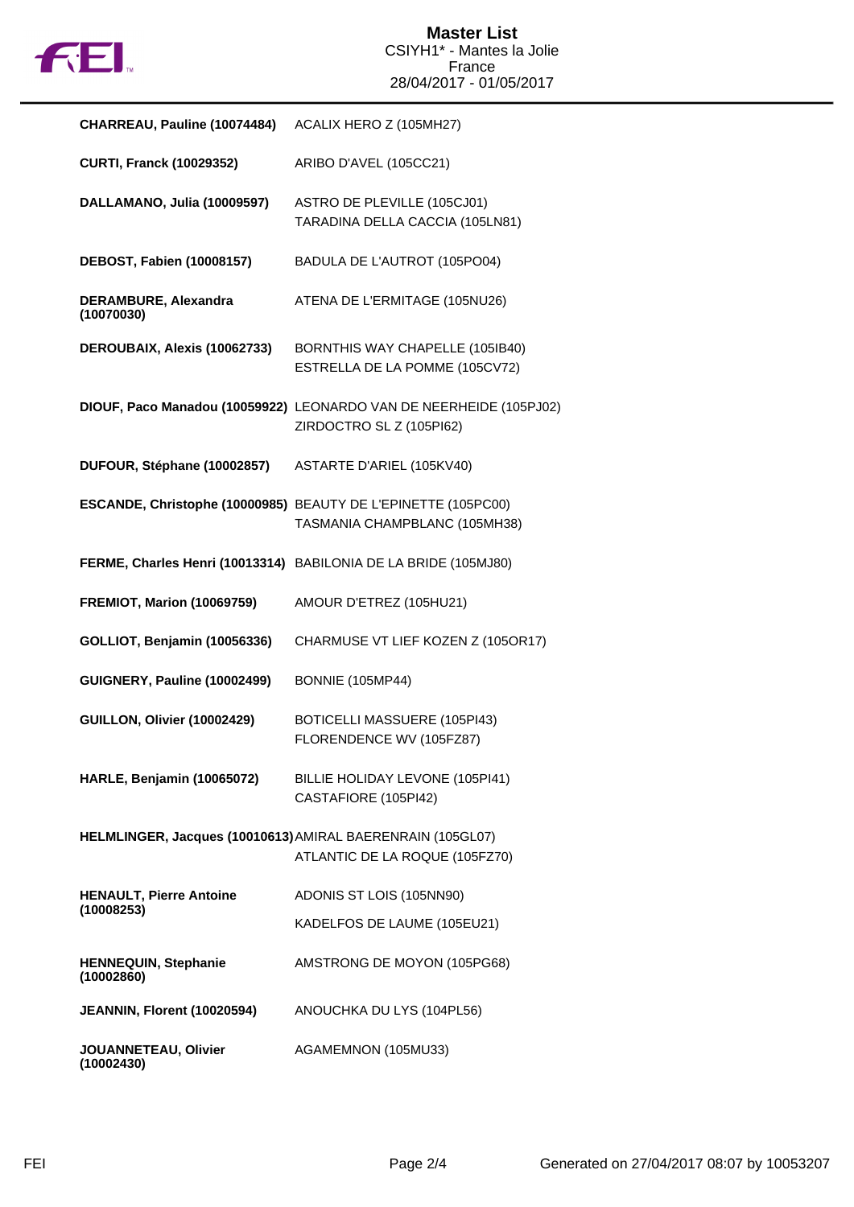# Master List

CSIYH1* - Mantes la Jolie
France
28/04/2017 - 01/05/2017

| | |
|---|---|
| **CHARREAU, Pauline (10074484)** | ACALIX HERO Z (105MH27) |
| **CURTI, Franck (10029352)** | ARIBO D'AVEL (105CC21) |
| **DALLAMANO, Julia (10009597)** | ASTRO DE PLEVILLE (105CJ01)<br>TARADINA DELLA CACCIA (105LN81) |
| **DEBOST, Fabien (10008157)** | BADULA DE L'AUTROT (105PO04) |
| **DERAMBURE, Alexandra (10070030)** | ATENA DE L'ERMITAGE (105NU26) |
| **DEROUBAIX, Alexis (10062733)** | BORNTHIS WAY CHAPELLE (105IB40)<br>ESTRELLA DE LA POMME (105CV72) |
| **DIOUF, Paco Manadou (10059922)** | LEONARDO VAN DE NEERHEIDE (105PJ02)<br>ZIRDOCTRO SL Z (105PI62) |
| **DUFOUR, Stéphane (10002857)** | ASTARTE D'ARIEL (105KV40) |
| **ESCANDE, Christophe (10000985)** | BEAUTY DE L'EPINETTE (105PC00)<br>TASMANIA CHAMPBLANC (105MH38) |
| **FERME, Charles Henri (10013314)** | BABILONIA DE LA BRIDE (105MJ80) |
| **FREMIOT, Marion (10069759)** | AMOUR D'ETREZ (105HU21) |
| **GOLLIOT, Benjamin (10056336)** | CHARMUSE VT LIEF KOZEN Z (105OR17) |
| **GUIGNERY, Pauline (10002499)** | BONNIE (105MP44) |
| **GUILLON, Olivier (10002429)** | BOTICELLI MASSUERE (105PI43)<br>FLORENDENCE WV (105FZ87) |
| **HARLE, Benjamin (10065072)** | BILLIE HOLIDAY LEVONE (105PI41)<br>CASTAFIORE (105PI42) |
| **HELMLINGER, Jacques (10010613)** | AMIRAL BAERENRAIN (105GL07)<br>ATLANTIC DE LA ROQUE (105FZ70) |
| **HENAULT, Pierre Antoine (10008253)** | ADONIS ST LOIS (105NN90)<br>KADELFOS DE LAUME (105EU21) |
| **HENNEQUIN, Stephanie (10002860)** | AMSTRONG DE MOYON (105PG68) |
| **JEANNIN, Florent (10020594)** | ANOUCHKA DU LYS (104PL56) |
| **JOUANNETEAU, Olivier (10002430)** | AGAMEMNON (105MU33) |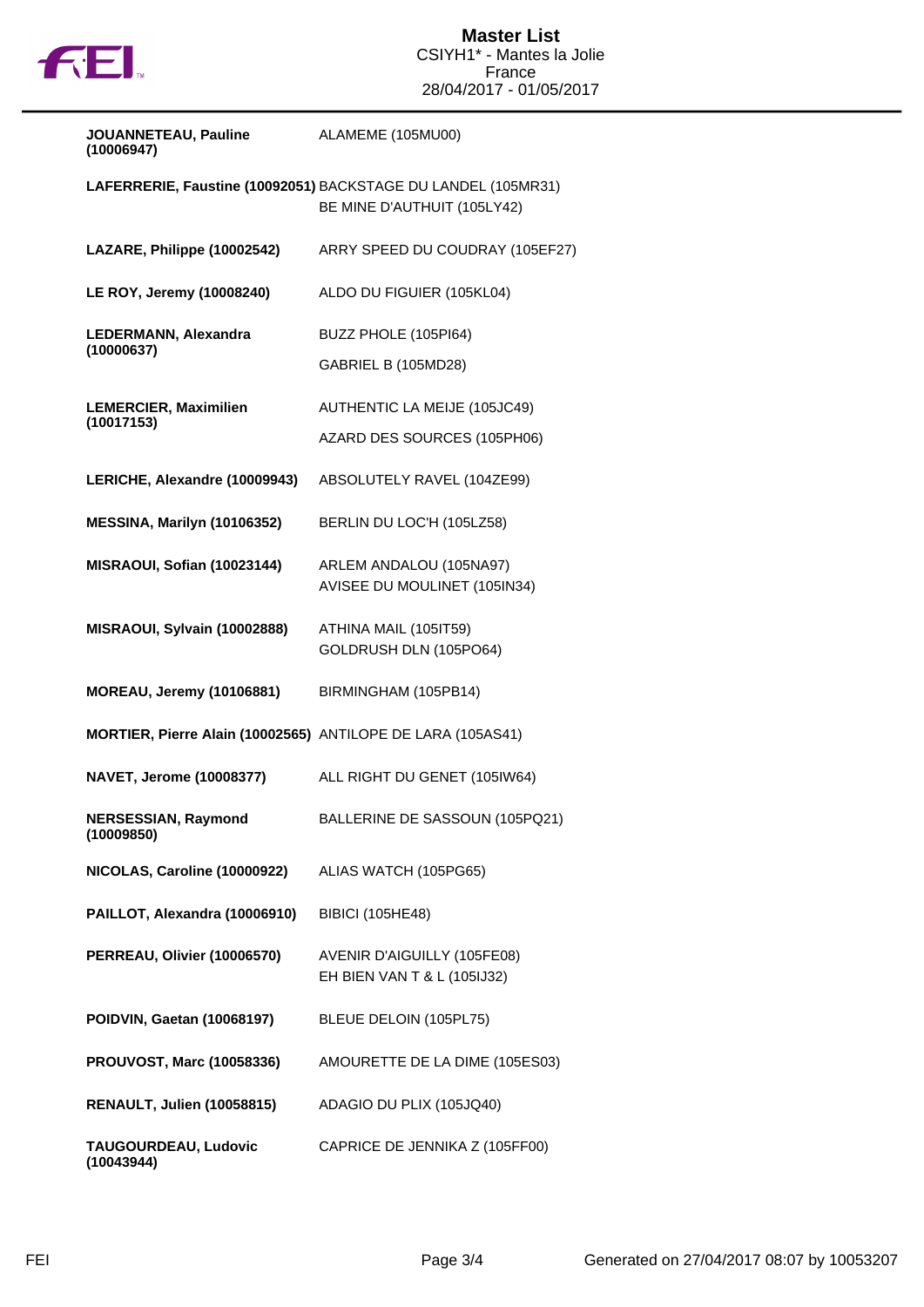# Master List

CSIYH1* - Mantes la Jolie
France
28/04/2017 - 01/05/2017

| Rider | Horse(s) |
| --- | --- |
| **JOUANNETEAU, Pauline (10006947)** | ALAMEME (105MU00) |
| **LAFERRERIE, Faustine (10092051)** | BACKSTAGE DU LANDEL (105MR31)<br>BE MINE D'AUTHUIT (105LY42) |
| **LAZARE, Philippe (10002542)** | ARRY SPEED DU COUDRAY (105EF27) |
| **LE ROY, Jeremy (10008240)** | ALDO DU FIGUIER (105KL04) |
| **LEDERMANN, Alexandra (10000637)** | BUZZ PHOLE (105PI64)<br>GABRIEL B (105MD28) |
| **LEMERCIER, Maximilien (10017153)** | AUTHENTIC LA MEIJE (105JC49)<br>AZARD DES SOURCES (105PH06) |
| **LERICHE, Alexandre (10009943)** | ABSOLUTELY RAVEL (104ZE99) |
| **MESSINA, Marilyn (10106352)** | BERLIN DU LOC'H (105LZ58) |
| **MISRAOUI, Sofian (10023144)** | ARLEM ANDALOU (105NA97)<br>AVISEE DU MOULINET (105IN34) |
| **MISRAOUI, Sylvain (10002888)** | ATHINA MAIL (105IT59)<br>GOLDRUSH DLN (105PO64) |
| **MOREAU, Jeremy (10106881)** | BIRMINGHAM (105PB14) |
| **MORTIER, Pierre Alain (10002565)** | ANTILOPE DE LARA (105AS41) |
| **NAVET, Jerome (10008377)** | ALL RIGHT DU GENET (105IW64) |
| **NERSESSIAN, Raymond (10009850)** | BALLERINE DE SASSOUN (105PQ21) |
| **NICOLAS, Caroline (10000922)** | ALIAS WATCH (105PG65) |
| **PAILLOT, Alexandra (10006910)** | BIBICI (105HE48) |
| **PERREAU, Olivier (10006570)** | AVENIR D'AIGUILLY (105FE08)<br>EH BIEN VAN T & L (105IJ32) |
| **POIDVIN, Gaetan (10068197)** | BLEUE DELOIN (105PL75) |
| **PROUVOST, Marc (10058336)** | AMOURETTE DE LA DIME (105ES03) |
| **RENAULT, Julien (10058815)** | ADAGIO DU PLIX (105JQ40) |
| **TAUGOURDEAU, Ludovic (10043944)** | CAPRICE DE JENNIKA Z (105FF00) |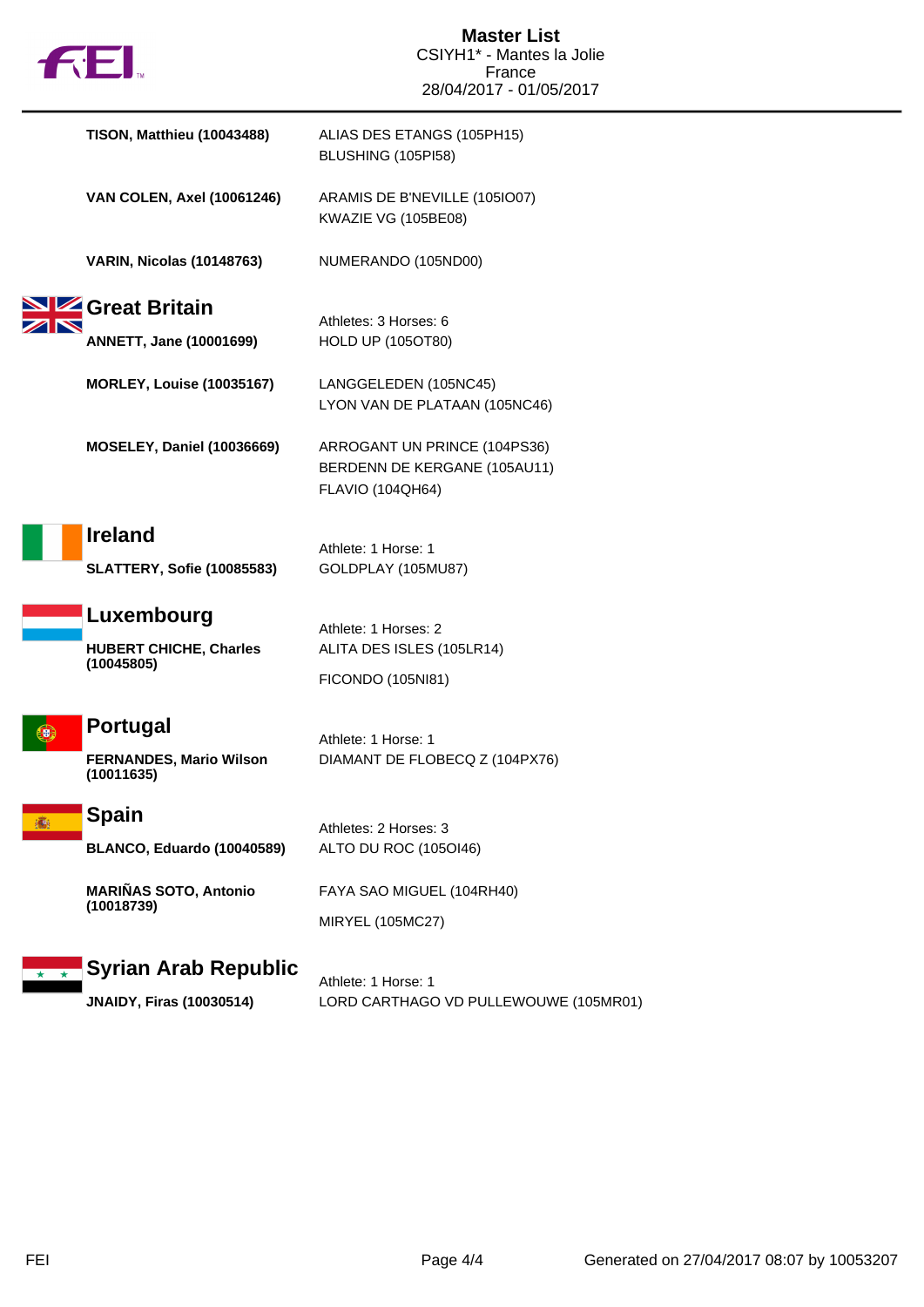| | |
|---|---|
| **TISON, Matthieu (10043488)** | ALIAS DES ETANGS (105PH15)<br>BLUSHING (105PI58) |
| **VAN COLEN, Axel (10061246)** | ARAMIS DE B'NEVILLE (105IO07)<br>KWAZIE VG (105BE08) |
| **VARIN, Nicolas (10148763)** | NUMERANDO (105ND00) |

## Great Britain

Athletes: 3 Horses: 6

| | |
|---|---|
| **ANNETT, Jane (10001699)** | HOLD UP (105OT80) |
| **MORLEY, Louise (10035167)** | LANGGELEDEN (105NC45)<br>LYON VAN DE PLATAAN (105NC46) |
| **MOSELEY, Daniel (10036669)** | ARROGANT UN PRINCE (104PS36)<br>BERDENN DE KERGANE (105AU11)<br>FLAVIO (104QH64) |

## Ireland

Athlete: 1 Horse: 1

| | |
|---|---|
| **SLATTERY, Sofie (10085583)** | GOLDPLAY (105MU87) |

## Luxembourg

Athlete: 1 Horses: 2

| | |
|---|---|
| **HUBERT CHICHE, Charles (10045805)** | ALITA DES ISLES (105LR14)<br>FICONDO (105NI81) |

## Portugal

Athlete: 1 Horse: 1

| | |
|---|---|
| **FERNANDES, Mario Wilson (10011635)** | DIAMANT DE FLOBECQ Z (104PX76) |

## Spain

Athletes: 2 Horses: 3

| | |
|---|---|
| **BLANCO, Eduardo (10040589)** | ALTO DU ROC (105OI46) |
| **MARIÑAS SOTO, Antonio (10018739)** | FAYA SAO MIGUEL (104RH40)<br>MIRYEL (105MC27) |

## Syrian Arab Republic

Athlete: 1 Horse: 1

| | |
|---|---|
| **JNAIDY, Firas (10030514)** | LORD CARTHAGO VD PULLEWOUWE (105MR01) |